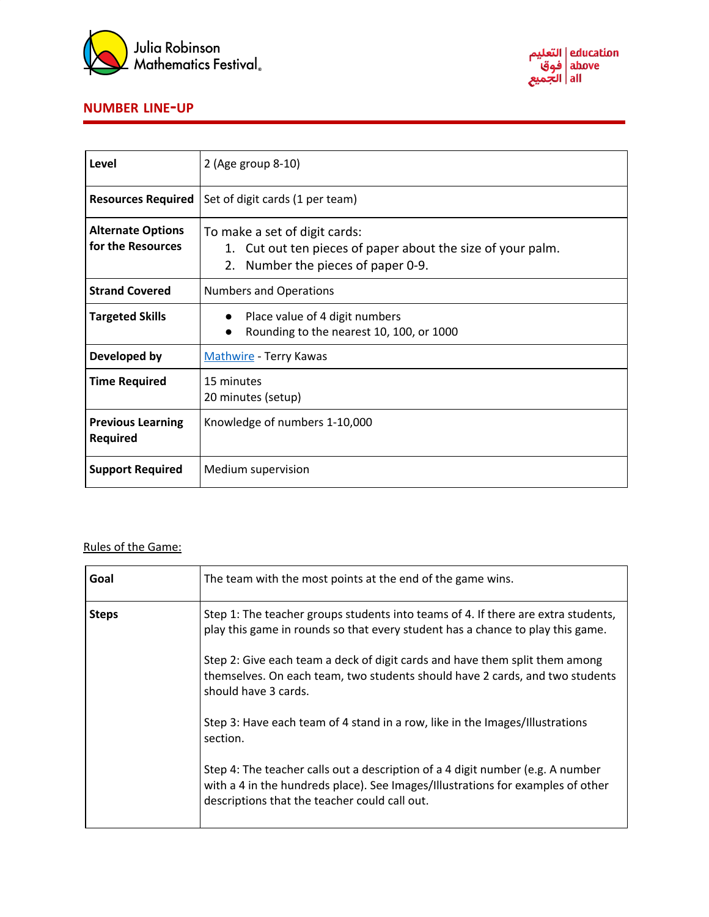# NUMBER LINE-UP

| Level | 2 (Age group 8-10) |
|---|---|
| Resources Required | Set of digit cards (1 per team) |
| Alternate Options for the Resources | To make a set of digit cards:<br>1. Cut out ten pieces of paper about the size of your palm.<br>2. Number the pieces of paper 0-9. |
| Strand Covered | Numbers and Operations |
| Targeted Skills | ● Place value of 4 digit numbers<br>● Rounding to the nearest 10, 100, or 1000 |
| Developed by | Mathwire - Terry Kawas |
| Time Required | 15 minutes<br>20 minutes (setup) |
| Previous Learning Required | Knowledge of numbers 1-10,000 |
| Support Required | Medium supervision |

Rules of the Game:

| Goal | The team with the most points at the end of the game wins. |
|---|---|
| Steps | Step 1: The teacher groups students into teams of 4. If there are extra students, play this game in rounds so that every student has a chance to play this game.<br><br>Step 2: Give each team a deck of digit cards and have them split them among themselves. On each team, two students should have 2 cards, and two students should have 3 cards.<br><br>Step 3: Have each team of 4 stand in a row, like in the Images/Illustrations section.<br><br>Step 4: The teacher calls out a description of a 4 digit number (e.g. A number with a 4 in the hundreds place). See Images/Illustrations for examples of other descriptions that the teacher could call out. |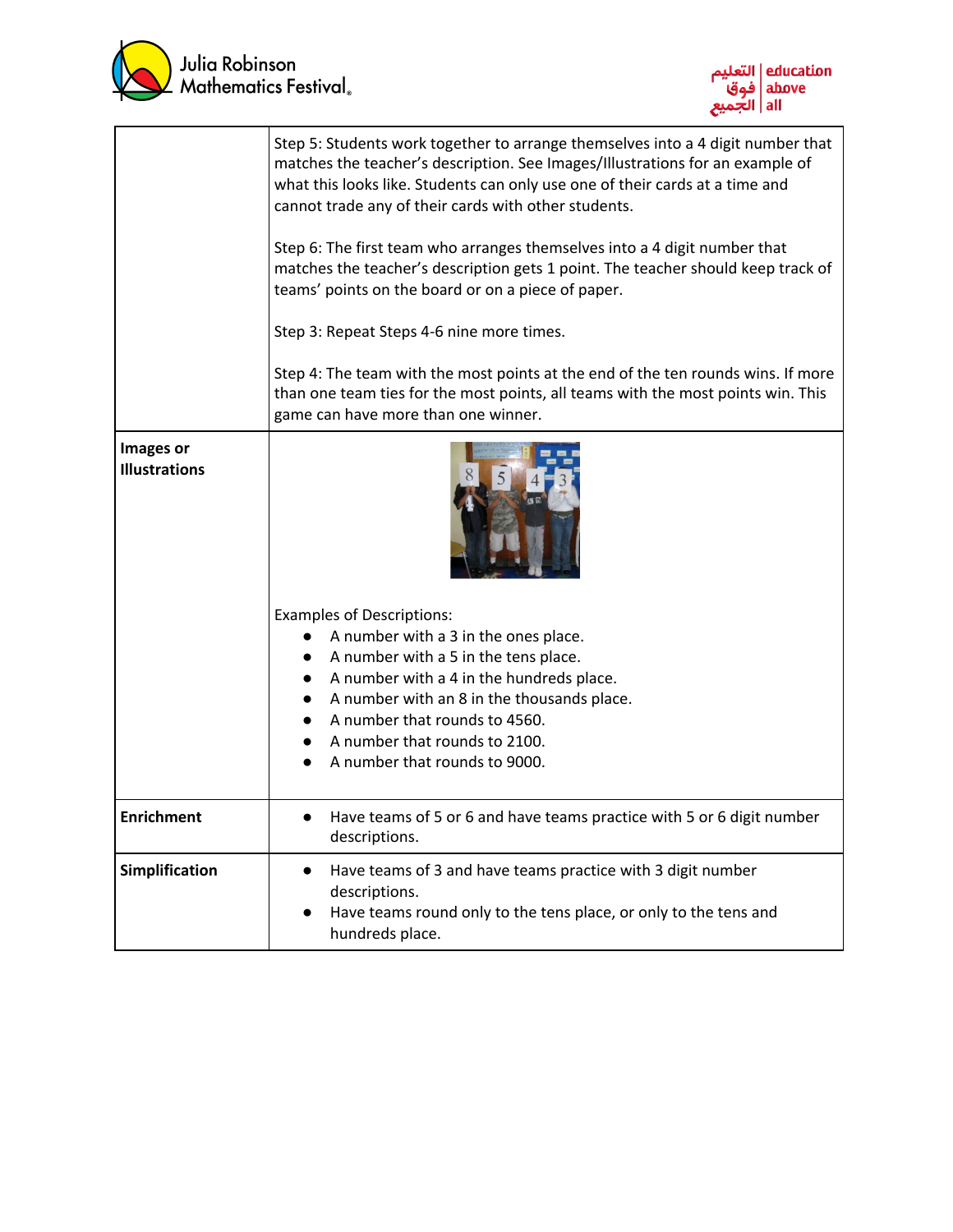| | |
|---|---|
| | Step 5: Students work together to arrange themselves into a 4 digit number that matches the teacher's description. See Images/Illustrations for an example of what this looks like. Students can only use one of their cards at a time and cannot trade any of their cards with other students.<br><br>Step 6: The first team who arranges themselves into a 4 digit number that matches the teacher's description gets 1 point. The teacher should keep track of teams' points on the board or on a piece of paper.<br><br>Step 3: Repeat Steps 4-6 nine more times.<br><br>Step 4: The team with the most points at the end of the ten rounds wins. If more than one team ties for the most points, all teams with the most points win. This game can have more than one winner. |
| **Images or Illustrations** | Examples of Descriptions:<br>● A number with a 3 in the ones place.<br>● A number with a 5 in the tens place.<br>● A number with a 4 in the hundreds place.<br>● A number with an 8 in the thousands place.<br>● A number that rounds to 4560.<br>● A number that rounds to 2100.<br>● A number that rounds to 9000. |
| **Enrichment** | ● Have teams of 5 or 6 and have teams practice with 5 or 6 digit number descriptions. |
| **Simplification** | ● Have teams of 3 and have teams practice with 3 digit number descriptions.<br>● Have teams round only to the tens place, or only to the tens and hundreds place. |